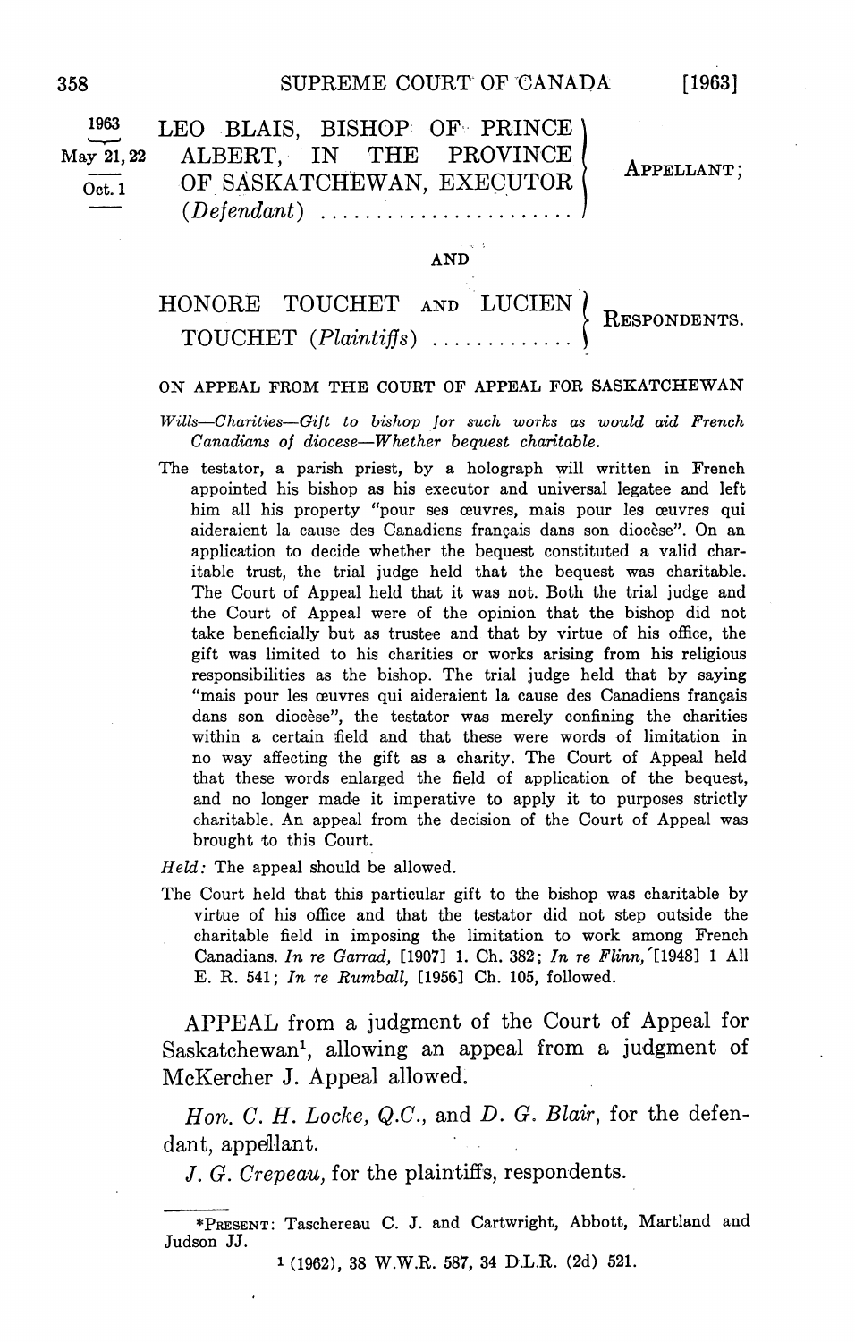1963 May 21, 22 Oct. 1

LEO BLAIS, BISHOP OF PRINCE ALBERT, IN THE PROVINCE OF SASKATCHEWAN, EXECUTOR (*Defendant*) ........................ APPELLANT;

AND

HONORE TOUCHET AND LUCIEN TOUCHET (*Plaintiffs*) ............. RESPONDENTS.

ON APPEAL FROM THE COURT OF APPEAL FOR SASKATCHEWAN

*Wills—Charities—Gift to bishop for such works as would aid French Canadians of diocese—Whether bequest charitable.*

The testator, a parish priest, by a holograph will written in French appointed his bishop as his executor and universal legatee and left him all his property "pour ses œuvres, mais pour les œuvres qui aideraient la cause des Canadiens français dans son diocèse". On an application to decide whether the bequest constituted a valid charitable trust, the trial judge held that the bequest was charitable. The Court of Appeal held that it was not. Both the trial judge and the Court of Appeal were of the opinion that the bishop did not take beneficially but as trustee and that by virtue of his office, the gift was limited to his charities or works arising from his religious responsibilities as the bishop. The trial judge held that by saying "mais pour les œuvres qui aideraient la cause des Canadiens français dans son diocèse", the testator was merely confining the charities within a certain field and that these were words of limitation in no way affecting the gift as a charity. The Court of Appeal held that these words enlarged the field of application of the bequest, and no longer made it imperative to apply it to purposes strictly charitable. An appeal from the decision of the Court of Appeal was brought to this Court.

*Held:* The appeal should be allowed.

The Court held that this particular gift to the bishop was charitable by virtue of his office and that the testator did not step outside the charitable field in imposing the limitation to work among French Canadians. *In re Garrad*, [1907] 1. Ch. 382; *In re Flinn*, [1948] 1 All E. R. 541; *In re Rumball*, [1956] Ch. 105, followed.

APPEAL from a judgment of the Court of Appeal for Saskatchewan[1], allowing an appeal from a judgment of McKercher J. Appeal allowed.

*Hon. C. H. Locke, Q.C.*, and *D. G. Blair*, for the defendant, appellant.

*J. G. Crepeau*, for the plaintiffs, respondents.

---

*PRESENT: Taschereau C. J. and Cartwright, Abbott, Martland and Judson JJ.

[1] (1962), 38 W.W.R. 587, 34 D.L.R. (2d) 521.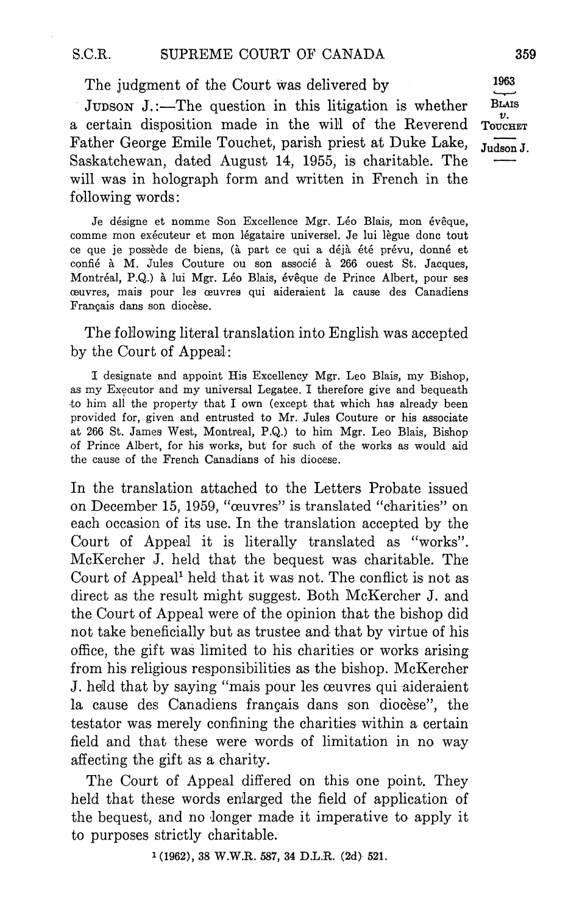The judgment of the Court was delivered by

JUDSON J.:—The question in this litigation is whether a certain disposition made in the will of the Reverend Father George Emile Touchet, parish priest at Duke Lake, Saskatchewan, dated August 14, 1955, is charitable. The will was in holograph form and written in French in the following words:

> Je désigne et nomme Son Excellence Mgr. Léo Blais, mon évêque, comme mon exécuteur et mon légataire universel. Je lui lègue donc tout ce que je possède de biens, (à part ce qui a déjà été prévu, donné et confié à M. Jules Couture ou son associé à 266 ouest St. Jacques, Montréal, P.Q.) à lui Mgr. Léo Blais, évêque de Prince Albert, pour ses œuvres, mais pour les œuvres qui aideraient la cause des Canadiens Français dans son diocèse.

The following literal translation into English was accepted by the Court of Appeal:

> I designate and appoint His Excellency Mgr. Leo Blais, my Bishop, as my Executor and my universal Legatee. I therefore give and bequeath to him all the property that I own (except that which has already been provided for, given and entrusted to Mr. Jules Couture or his associate at 266 St. James West, Montreal, P.Q.) to him Mgr. Leo Blais, Bishop of Prince Albert, for his works, but for such of the works as would aid the cause of the French Canadians of his diocese.

In the translation attached to the Letters Probate issued on December 15, 1959, "œuvres" is translated "charities" on each occasion of its use. In the translation accepted by the Court of Appeal it is literally translated as "works". McKercher J. held that the bequest was charitable. The Court of Appeal[1] held that it was not. The conflict is not as direct as the result might suggest. Both McKercher J. and the Court of Appeal were of the opinion that the bishop did not take beneficially but as trustee and that by virtue of his office, the gift was limited to his charities or works arising from his religious responsibilities as the bishop. McKercher J. held that by saying "mais pour les œuvres qui aideraient la cause des Canadiens français dans son diocèse", the testator was merely confining the charities within a certain field and that these were words of limitation in no way affecting the gift as a charity.

The Court of Appeal differed on this one point. They held that these words enlarged the field of application of the bequest, and no longer made it imperative to apply it to purposes strictly charitable.

[1] (1962), 38 W.W.R. 587, 34 D.L.R. (2d) 521.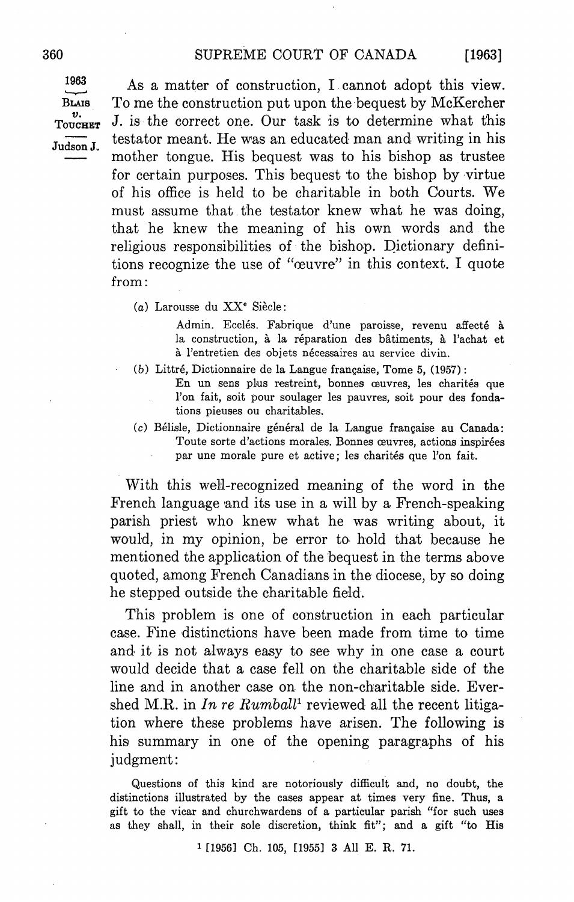As a matter of construction, I cannot adopt this view. To me the construction put upon the bequest by McKercher J. is the correct one. Our task is to determine what this testator meant. He was an educated man and writing in his mother tongue. His bequest was to his bishop as trustee for certain purposes. This bequest to the bishop by virtue of his office is held to be charitable in both Courts. We must assume that the testator knew what he was doing, that he knew the meaning of his own words and the religious responsibilities of the bishop. Dictionary definitions recognize the use of "œuvre" in this context. I quote from:

(*a*) Larousse du XX$^e$ Siècle:

> Admin. Ecclés. Fabrique d'une paroisse, revenu affecté à la construction, à la réparation des bâtiments, à l'achat et à l'entretien des objets nécessaires au service divin.

(*b*) Littré, Dictionnaire de la Langue française, Tome 5, (1957):

> En un sens plus restreint, bonnes œuvres, les charités que l'on fait, soit pour soulager les pauvres, soit pour des fondations pieuses ou charitables.

(*c*) Bélisle, Dictionnaire général de la Langue française au Canada:

> Toute sorte d'actions morales. Bonnes œuvres, actions inspirées par une morale pure et active; les charités que l'on fait.

With this well-recognized meaning of the word in the French language and its use in a will by a French-speaking parish priest who knew what he was writing about, it would, in my opinion, be error to hold that because he mentioned the application of the bequest in the terms above quoted, among French Canadians in the diocese, by so doing he stepped outside the charitable field.

This problem is one of construction in each particular case. Fine distinctions have been made from time to time and it is not always easy to see why in one case a court would decide that a case fell on the charitable side of the line and in another case on the non-charitable side. Evershed M.R. in *In re Rumball*[1] reviewed all the recent litigation where these problems have arisen. The following is his summary in one of the opening paragraphs of his judgment:

> Questions of this kind are notoriously difficult and, no doubt, the distinctions illustrated by the cases appear at times very fine. Thus, a gift to the vicar and churchwardens of a particular parish "for such uses as they shall, in their sole discretion, think fit"; and a gift "to His

[1] [1956] Ch. 105, [1955] 3 All E. R. 71.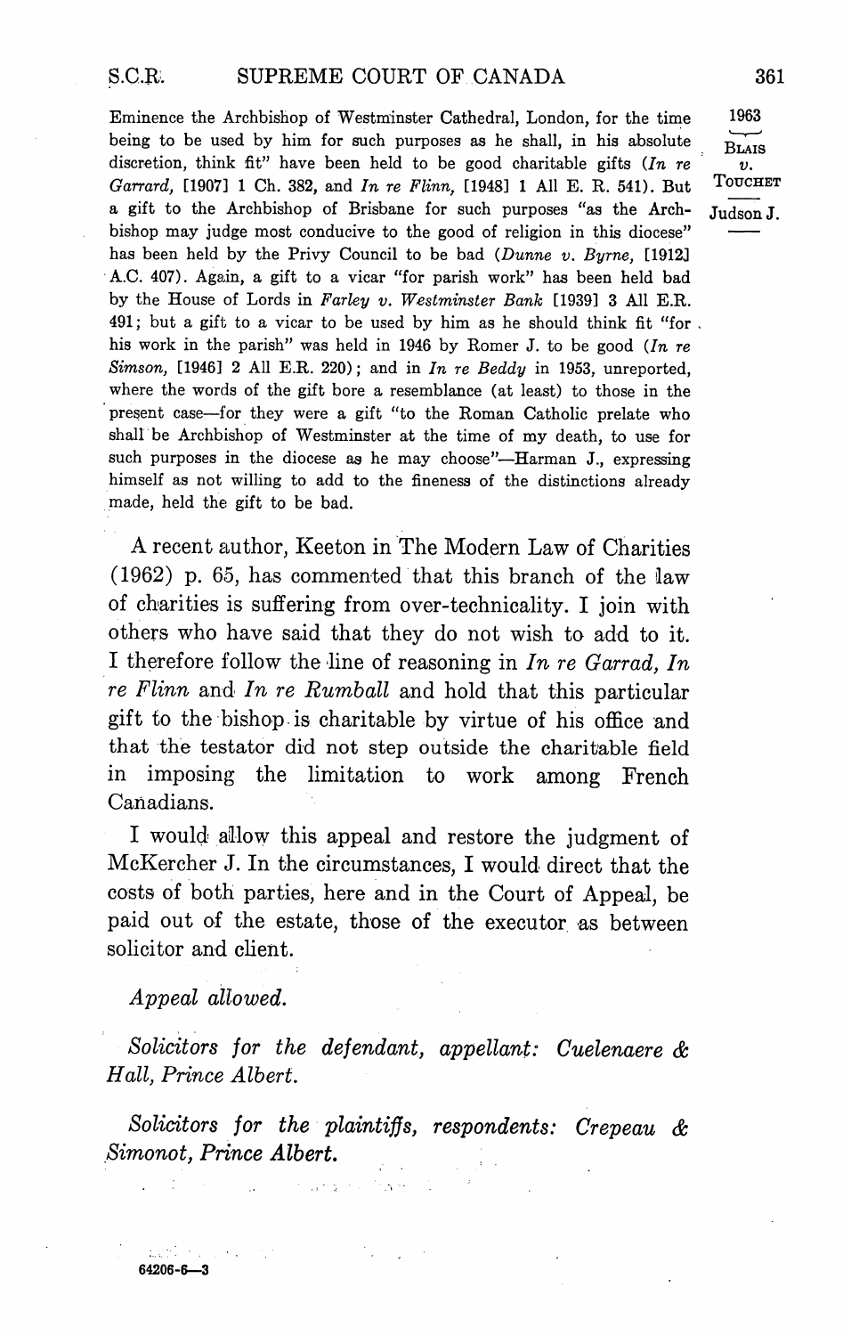Eminence the Archbishop of Westminster Cathedral, London, for the time being to be used by him for such purposes as he shall, in his absolute discretion, think fit" have been held to be good charitable gifts (*In re Garrard*, [1907] 1 Ch. 382, and *In re Flinn*, [1948] 1 All E. R. 541). But a gift to the Archbishop of Brisbane for such purposes "as the Archbishop may judge most conducive to the good of religion in this diocese" has been held by the Privy Council to be bad (*Dunne v. Byrne*, [1912] A.C. 407). Again, a gift to a vicar "for parish work" has been held bad by the House of Lords in *Farley v. Westminster Bank* [1939] 3 All E.R. 491; but a gift to a vicar to be used by him as he should think fit "for his work in the parish" was held in 1946 by Romer J. to be good (*In re Simson*, [1946] 2 All E.R. 220); and in *In re Beddy* in 1953, unreported, where the words of the gift bore a resemblance (at least) to those in the present case—for they were a gift "to the Roman Catholic prelate who shall be Archbishop of Westminster at the time of my death, to use for such purposes in the diocese as he may choose"—Harman J., expressing himself as not willing to add to the fineness of the distinctions already made, held the gift to be bad.

A recent author, Keeton in The Modern Law of Charities (1962) p. 65, has commented that this branch of the law of charities is suffering from over-technicality. I join with others who have said that they do not wish to add to it. I therefore follow the line of reasoning in *In re Garrad*, *In re Flinn* and *In re Rumball* and hold that this particular gift to the bishop is charitable by virtue of his office and that the testator did not step outside the charitable field in imposing the limitation to work among French Canadians.

I would allow this appeal and restore the judgment of McKercher J. In the circumstances, I would direct that the costs of both parties, here and in the Court of Appeal, be paid out of the estate, those of the executor as between solicitor and client.

*Appeal allowed.*

*Solicitors for the defendant, appellant: Cuelenaere & Hall, Prince Albert.*

*Solicitors for the plaintiffs, respondents: Crepeau & Simonot, Prince Albert.*